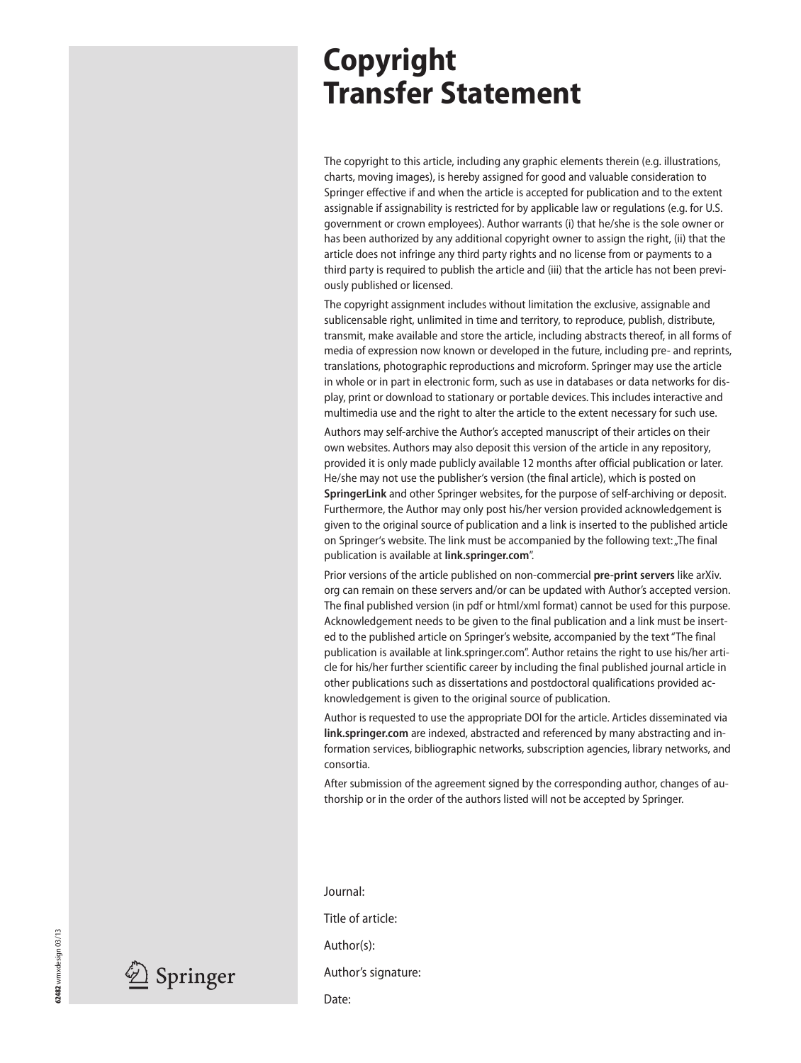# Copyright Transfer Statement

The copyright to this article, including any graphic elements therein (e.g. illustrations, charts, moving images), is hereby assigned for good and valuable consideration to Springer effective if and when the article is accepted for publication and to the extent assignable if assignability is restricted for by applicable law or regulations (e.g. for U.S. government or crown employees). Author warrants (i) that he/she is the sole owner or has been authorized by any additional copyright owner to assign the right, (ii) that the article does not infringe any third party rights and no license from or payments to a third party is required to publish the article and (iii) that the article has not been previously published or licensed.

The copyright assignment includes without limitation the exclusive, assignable and sublicensable right, unlimited in time and territory, to reproduce, publish, distribute, transmit, make available and store the article, including abstracts thereof, in all forms of media of expression now known or developed in the future, including pre- and reprints, translations, photographic reproductions and microform. Springer may use the article in whole or in part in electronic form, such as use in databases or data networks for display, print or download to stationary or portable devices. This includes interactive and multimedia use and the right to alter the article to the extent necessary for such use.

Authors may self-archive the Author's accepted manuscript of their articles on their own websites. Authors may also deposit this version of the article in any repository, provided it is only made publicly available 12 months after official publication or later. He/she may not use the publisher's version (the final article), which is posted on **SpringerLink** and other Springer websites, for the purpose of self-archiving or deposit. Furthermore, the Author may only post his/her version provided acknowledgement is given to the original source of publication and a link is inserted to the published article on Springer's website. The link must be accompanied by the following text: „The final publication is available at **link.springer.com**".

Prior versions of the article published on non-commercial **pre-print servers** like arXiv.org can remain on these servers and/or can be updated with Author's accepted version. The final published version (in pdf or html/xml format) cannot be used for this purpose. Acknowledgement needs to be given to the final publication and a link must be inserted to the published article on Springer's website, accompanied by the text "The final publication is available at link.springer.com". Author retains the right to use his/her article for his/her further scientific career by including the final published journal article in other publications such as dissertations and postdoctoral qualifications provided acknowledgement is given to the original source of publication.

Author is requested to use the appropriate DOI for the article. Articles disseminated via **link.springer.com** are indexed, abstracted and referenced by many abstracting and information services, bibliographic networks, subscription agencies, library networks, and consortia.

After submission of the agreement signed by the corresponding author, changes of authorship or in the order of the authors listed will not be accepted by Springer.

Journal:

Title of article:

Author(s):

Author's signature:

Date:

Springer

**62482** wmxdesign 03/13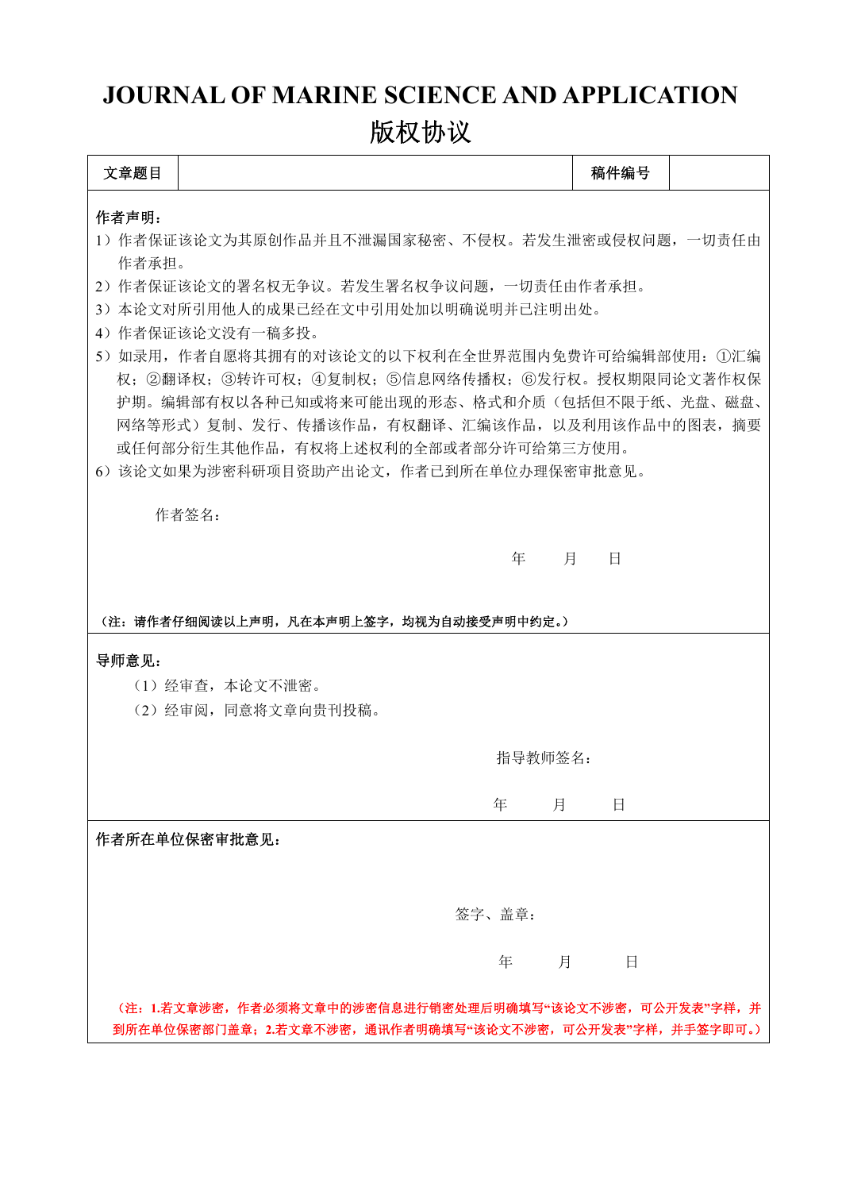# JOURNAL OF MARINE SCIENCE AND APPLICATION

## 版权协议

| 文章题目 | | 稿件编号 | |
|---|---|---|---|

**作者声明：**

1）作者保证该论文为其原创作品并且不泄漏国家秘密、不侵权。若发生泄密或侵权问题，一切责任由作者承担。

2）作者保证该论文的署名权无争议。若发生署名权争议问题，一切责任由作者承担。

3）本论文对所引用他人的成果已经在文中引用处加以明确说明并已注明出处。

4）作者保证该论文没有一稿多投。

5）如录用，作者自愿将其拥有的对该论文的以下权利在全世界范围内免费许可给编辑部使用：①汇编权；②翻译权；③转许可权；④复制权；⑤信息网络传播权；⑥发行权。授权期限同论文著作权保护期。编辑部有权以各种已知或将来可能出现的形态、格式和介质（包括但不限于纸、光盘、磁盘、网络等形式）复制、发行、传播该作品，有权翻译、汇编该作品，以及利用该作品中的图表，摘要或任何部分衍生其他作品，有权将上述权利的全部或者部分许可给第三方使用。

6）该论文如果为涉密科研项目资助产出论文，作者已到所在单位办理保密审批意见。

作者签名：

年　　月　　日

**（注：请作者仔细阅读以上声明，凡在本声明上签字，均视为自动接受声明中约定。）**

---

**导师意见：**

（1）经审查，本论文不泄密。

（2）经审阅，同意将文章向贵刊投稿。

指导教师签名：

年　　月　　日

---

**作者所在单位保密审批意见：**

签字、盖章：

年　　月　　日

**（注：1.若文章涉密，作者必须将文章中的涉密信息进行销密处理后明确填写"该论文不涉密，可公开发表"字样，并到所在单位保密部门盖章；2.若文章不涉密，通讯作者明确填写"该论文不涉密，可公开发表"字样，并手签字即可。）**